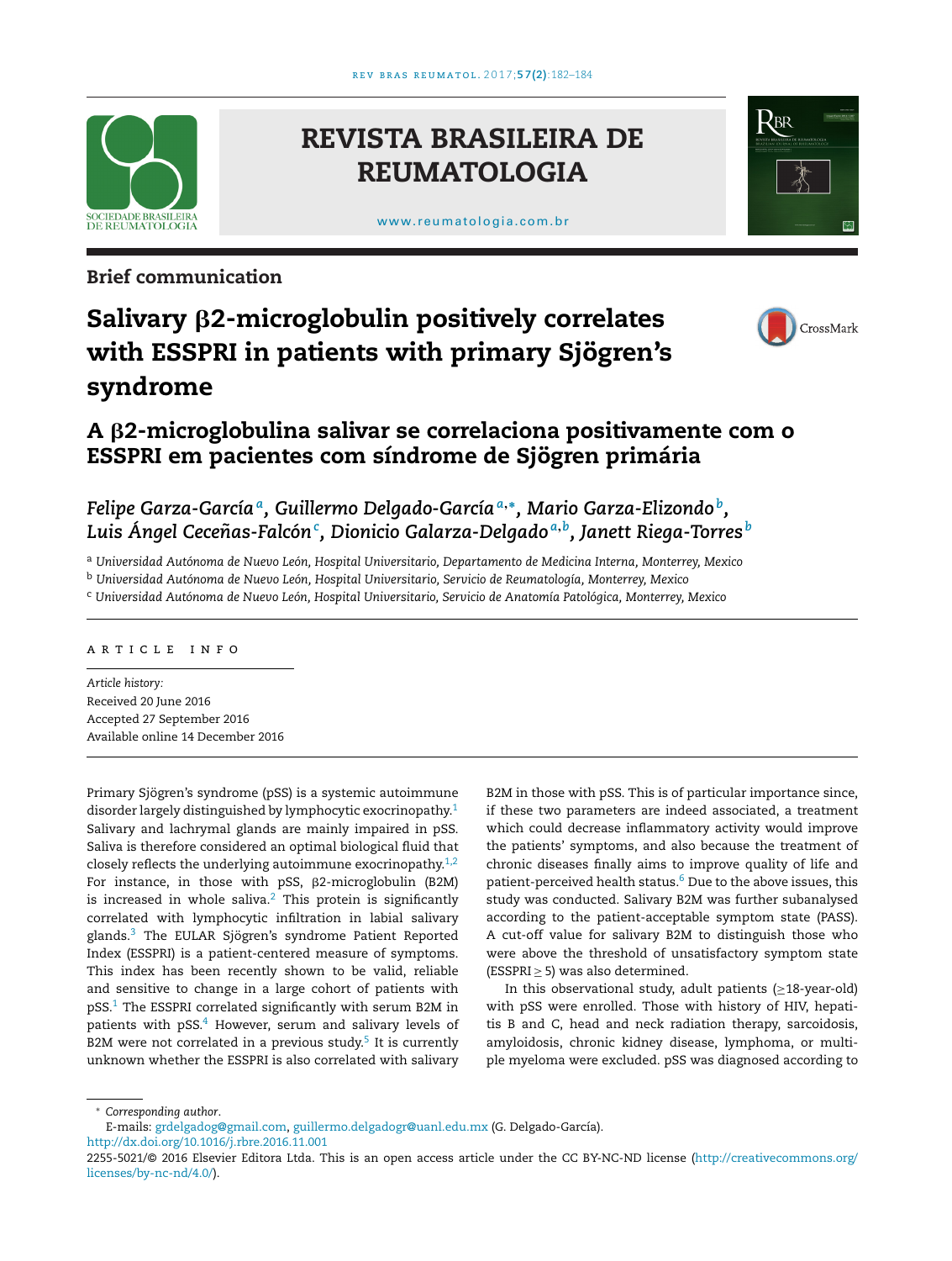Brief communication

# Salivary β2-microglobulin positively correlates with ESSPRI in patients with primary Sjögren's syndrome

## A β2-microglobulina salivar se correlaciona positivamente com o ESSPRI em pacientes com síndrome de Sjögren primária

*Felipe Garza-García*[a], *Guillermo Delgado-García*[a,*], *Mario Garza-Elizondo*[b], *Luis Ángel Ceceñas-Falcón*[c], *Dionicio Galarza-Delgado*[a,b], *Janett Riega-Torres*[b]

[a] *Universidad Autónoma de Nuevo León, Hospital Universitario, Departamento de Medicina Interna, Monterrey, Mexico*

[b] *Universidad Autónoma de Nuevo León, Hospital Universitario, Servicio de Reumatología, Monterrey, Mexico*

[c] *Universidad Autónoma de Nuevo León, Hospital Universitario, Servicio de Anatomía Patológica, Monterrey, Mexico*

ARTICLE INFO

*Article history:*
Received 20 June 2016
Accepted 27 September 2016
Available online 14 December 2016

Primary Sjögren's syndrome (pSS) is a systemic autoimmune disorder largely distinguished by lymphocytic exocrinopathy.[1] Salivary and lachrymal glands are mainly impaired in pSS. Saliva is therefore considered an optimal biological fluid that closely reflects the underlying autoimmune exocrinopathy.[1,2] For instance, in those with pSS, β2-microglobulin (B2M) is increased in whole saliva.[2] This protein is significantly correlated with lymphocytic infiltration in labial salivary glands.[3] The EULAR Sjögren's syndrome Patient Reported Index (ESSPRI) is a patient-centered measure of symptoms. This index has been recently shown to be valid, reliable and sensitive to change in a large cohort of patients with pSS.[1] The ESSPRI correlated significantly with serum B2M in patients with pSS.[4] However, serum and salivary levels of B2M were not correlated in a previous study.[5] It is currently unknown whether the ESSPRI is also correlated with salivary B2M in those with pSS. This is of particular importance since, if these two parameters are indeed associated, a treatment which could decrease inflammatory activity would improve the patients' symptoms, and also because the treatment of chronic diseases finally aims to improve quality of life and patient-perceived health status.[6] Due to the above issues, this study was conducted. Salivary B2M was further subanalysed according to the patient-acceptable symptom state (PASS). A cut-off value for salivary B2M to distinguish those who were above the threshold of unsatisfactory symptom state (ESSPRI $\geq$ 5) was also determined.

In this observational study, adult patients ($\geq$18-year-old) with pSS were enrolled. Those with history of HIV, hepatitis B and C, head and neck radiation therapy, sarcoidosis, amyloidosis, chronic kidney disease, lymphoma, or multiple myeloma were excluded. pSS was diagnosed according to

---

* *Corresponding author.*
E-mails: grdelgadog@gmail.com, guillermo.delgadogr@uanl.edu.mx (G. Delgado-García).
http://dx.doi.org/10.1016/j.rbre.2016.11.001
2255-5021/© 2016 Elsevier Editora Ltda. This is an open access article under the CC BY-NC-ND license (http://creativecommons.org/licenses/by-nc-nd/4.0/).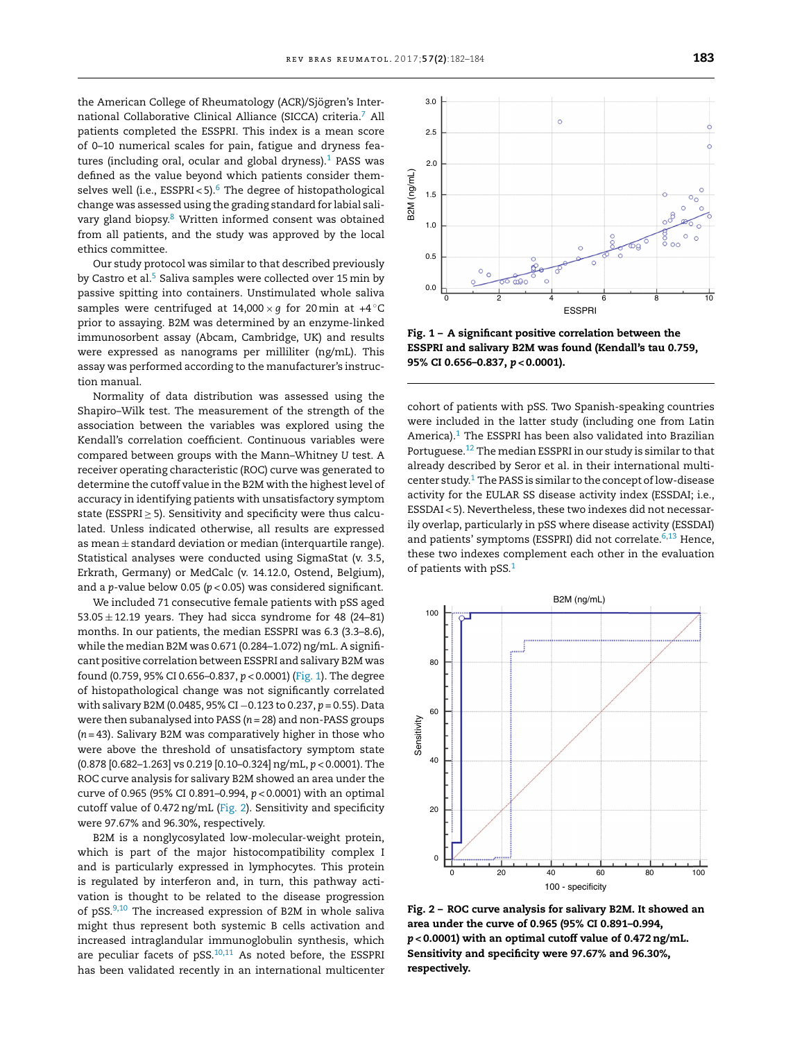the American College of Rheumatology (ACR)/Sjögren's International Collaborative Clinical Alliance (SICCA) criteria.[7] All patients completed the ESSPRI. This index is a mean score of 0–10 numerical scales for pain, fatigue and dryness features (including oral, ocular and global dryness).[1] PASS was defined as the value beyond which patients consider themselves well (i.e., ESSPRI < 5).[6] The degree of histopathological change was assessed using the grading standard for labial salivary gland biopsy.[8] Written informed consent was obtained from all patients, and the study was approved by the local ethics committee.

Our study protocol was similar to that described previously by Castro et al.[5] Saliva samples were collected over 15 min by passive spitting into containers. Unstimulated whole saliva samples were centrifuged at $14{,}000 \times g$ for 20 min at $+4\,^{\circ}\mathrm{C}$ prior to assaying. B2M was determined by an enzyme-linked immunosorbent assay (Abcam, Cambridge, UK) and results were expressed as nanograms per milliliter (ng/mL). This assay was performed according to the manufacturer's instruction manual.

Normality of data distribution was assessed using the Shapiro–Wilk test. The measurement of the strength of the association between the variables was explored using the Kendall's correlation coefficient. Continuous variables were compared between groups with the Mann–Whitney *U* test. A receiver operating characteristic (ROC) curve was generated to determine the cutoff value in the B2M with the highest level of accuracy in identifying patients with unsatisfactory symptom state (ESSPRI $\geq$ 5). Sensitivity and specificity were thus calculated. Unless indicated otherwise, all results are expressed as mean $\pm$ standard deviation or median (interquartile range). Statistical analyses were conducted using SigmaStat (v. 3.5, Erkrath, Germany) or MedCalc (v. 14.12.0, Ostend, Belgium), and a *p*-value below 0.05 ($p < 0.05$) was considered significant.

We included 71 consecutive female patients with pSS aged $53.05 \pm 12.19$ years. They had sicca syndrome for 48 (24–81) months. In our patients, the median ESSPRI was 6.3 (3.3–8.6), while the median B2M was 0.671 (0.284–1.072) ng/mL. A significant positive correlation between ESSPRI and salivary B2M was found (0.759, 95% CI 0.656–0.837, $p < 0.0001$) (Fig. 1). The degree of histopathological change was not significantly correlated with salivary B2M (0.0485, 95% CI −0.123 to 0.237, $p = 0.55$). Data were then subanalysed into PASS ($n = 28$) and non-PASS groups ($n = 43$). Salivary B2M was comparatively higher in those who were above the threshold of unsatisfactory symptom state (0.878 [0.682–1.263] vs 0.219 [0.10–0.324] ng/mL, $p < 0.0001$). The ROC curve analysis for salivary B2M showed an area under the curve of 0.965 (95% CI 0.891–0.994, $p < 0.0001$) with an optimal cutoff value of 0.472 ng/mL (Fig. 2). Sensitivity and specificity were 97.67% and 96.30%, respectively.

B2M is a nonglycosylated low-molecular-weight protein, which is part of the major histocompatibility complex I and is particularly expressed in lymphocytes. This protein is regulated by interferon and, in turn, this pathway activation is thought to be related to the disease progression of pSS.[9,10] The increased expression of B2M in whole saliva might thus represent both systemic B cells activation and increased intraglandular immunoglobulin synthesis, which are peculiar facets of pSS.[10,11] As noted before, the ESSPRI has been validated recently in an international multicenter cohort of patients with pSS. Two Spanish-speaking countries were included in the latter study (including one from Latin America).[1] The ESSPRI has been also validated into Brazilian Portuguese.[12] The median ESSPRI in our study is similar to that already described by Seror et al. in their international multicenter study.[1] The PASS is similar to the concept of low-disease activity for the EULAR SS disease activity index (ESSDAI; i.e., ESSDAI < 5). Nevertheless, these two indexes did not necessarily overlap, particularly in pSS where disease activity (ESSDAI) and patients' symptoms (ESSPRI) did not correlate.[6,13] Hence, these two indexes complement each other in the evaluation of patients with pSS.[1]

**Fig. 1 – A significant positive correlation between the ESSPRI and salivary B2M was found (Kendall's tau 0.759, 95% CI 0.656–0.837, *p* < 0.0001).**

**Fig. 2 – ROC curve analysis for salivary B2M. It showed an area under the curve of 0.965 (95% CI 0.891–0.994, *p* < 0.0001) with an optimal cutoff value of 0.472 ng/mL. Sensitivity and specificity were 97.67% and 96.30%, respectively.**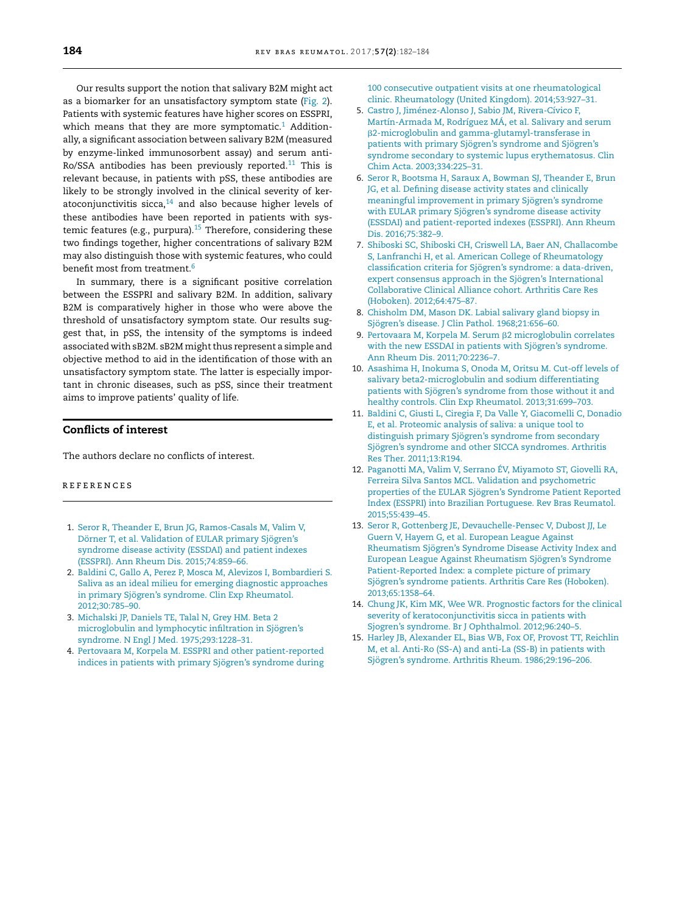Our results support the notion that salivary B2M might act as a biomarker for an unsatisfactory symptom state (Fig. 2). Patients with systemic features have higher scores on ESSPRI, which means that they are more symptomatic.[1] Additionally, a significant association between salivary B2M (measured by enzyme-linked immunosorbent assay) and serum anti-Ro/SSA antibodies has been previously reported.[11] This is relevant because, in patients with pSS, these antibodies are likely to be strongly involved in the clinical severity of keratoconjunctivitis sicca,[14] and also because higher levels of these antibodies have been reported in patients with systemic features (e.g., purpura).[15] Therefore, considering these two findings together, higher concentrations of salivary B2M may also distinguish those with systemic features, who could benefit most from treatment.[6]

In summary, there is a significant positive correlation between the ESSPRI and salivary B2M. In addition, salivary B2M is comparatively higher in those who were above the threshold of unsatisfactory symptom state. Our results suggest that, in pSS, the intensity of the symptoms is indeed associated with sB2M. sB2M might thus represent a simple and objective method to aid in the identification of those with an unsatisfactory symptom state. The latter is especially important in chronic diseases, such as pSS, since their treatment aims to improve patients' quality of life.

## Conflicts of interest

The authors declare no conflicts of interest.

## REFERENCES

1. Seror R, Theander E, Brun JG, Ramos-Casals M, Valim V, Dörner T, et al. Validation of EULAR primary Sjögren's syndrome disease activity (ESSDAI) and patient indexes (ESSPRI). Ann Rheum Dis. 2015;74:859–66.
2. Baldini C, Gallo A, Perez P, Mosca M, Alevizos I, Bombardieri S. Saliva as an ideal milieu for emerging diagnostic approaches in primary Sjögren's syndrome. Clin Exp Rheumatol. 2012;30:785–90.
3. Michalski JP, Daniels TE, Talal N, Grey HM. Beta 2 microglobulin and lymphocytic infiltration in Sjögren's syndrome. N Engl J Med. 1975;293:1228–31.
4. Pertovaara M, Korpela M. ESSPRI and other patient-reported indices in patients with primary Sjögren's syndrome during 100 consecutive outpatient visits at one rheumatological clinic. Rheumatology (United Kingdom). 2014;53:927–31.
5. Castro J, Jiménez-Alonso J, Sabio JM, Rivera-Cívico F, Martín-Armada M, Rodríguez MÁ, et al. Salivary and serum β2-microglobulin and gamma-glutamyl-transferase in patients with primary Sjögren's syndrome and Sjögren's syndrome secondary to systemic lupus erythematosus. Clin Chim Acta. 2003;334:225–31.
6. Seror R, Bootsma H, Saraux A, Bowman SJ, Theander E, Brun JG, et al. Defining disease activity states and clinically meaningful improvement in primary Sjögren's syndrome with EULAR primary Sjögren's syndrome disease activity (ESSDAI) and patient-reported indexes (ESSPRI). Ann Rheum Dis. 2016;75:382–9.
7. Shiboski SC, Shiboski CH, Criswell LA, Baer AN, Challacombe S, Lanfranchi H, et al. American College of Rheumatology classification criteria for Sjögren's syndrome: a data-driven, expert consensus approach in the Sjögren's International Collaborative Clinical Alliance cohort. Arthritis Care Res (Hoboken). 2012;64:475–87.
8. Chisholm DM, Mason DK. Labial salivary gland biopsy in Sjögren's disease. J Clin Pathol. 1968;21:656–60.
9. Pertovaara M, Korpela M. Serum β2 microglobulin correlates with the new ESSDAI in patients with Sjögren's syndrome. Ann Rheum Dis. 2011;70:2236–7.
10. Asashima H, Inokuma S, Onoda M, Oritsu M. Cut-off levels of salivary beta2-microglobulin and sodium differentiating patients with Sjögren's syndrome from those without it and healthy controls. Clin Exp Rheumatol. 2013;31:699–703.
11. Baldini C, Giusti L, Ciregia F, Da Valle Y, Giacomelli C, Donadio E, et al. Proteomic analysis of saliva: a unique tool to distinguish primary Sjögren's syndrome from secondary Sjögren's syndrome and other SICCA syndromes. Arthritis Res Ther. 2011;13:R194.
12. Paganotti MA, Valim V, Serrano ÉV, Miyamoto ST, Giovelli RA, Ferreira Silva Santos MCL. Validation and psychometric properties of the EULAR Sjögren's Syndrome Patient Reported Index (ESSPRI) into Brazilian Portuguese. Rev Bras Reumatol. 2015;55:439–45.
13. Seror R, Gottenberg JE, Devauchelle-Pensec V, Dubost JJ, Le Guern V, Hayem G, et al. European League Against Rheumatism Sjögren's Syndrome Disease Activity Index and European League Against Rheumatism Sjögren's Syndrome Patient-Reported Index: a complete picture of primary Sjögren's syndrome patients. Arthritis Care Res (Hoboken). 2013;65:1358–64.
14. Chung JK, Kim MK, Wee WR. Prognostic factors for the clinical severity of keratoconjunctivitis sicca in patients with Sjogren's syndrome. Br J Ophthalmol. 2012;96:240–5.
15. Harley JB, Alexander EL, Bias WB, Fox OF, Provost TT, Reichlin M, et al. Anti-Ro (SS-A) and anti-La (SS-B) in patients with Sjögren's syndrome. Arthritis Rheum. 1986;29:196–206.